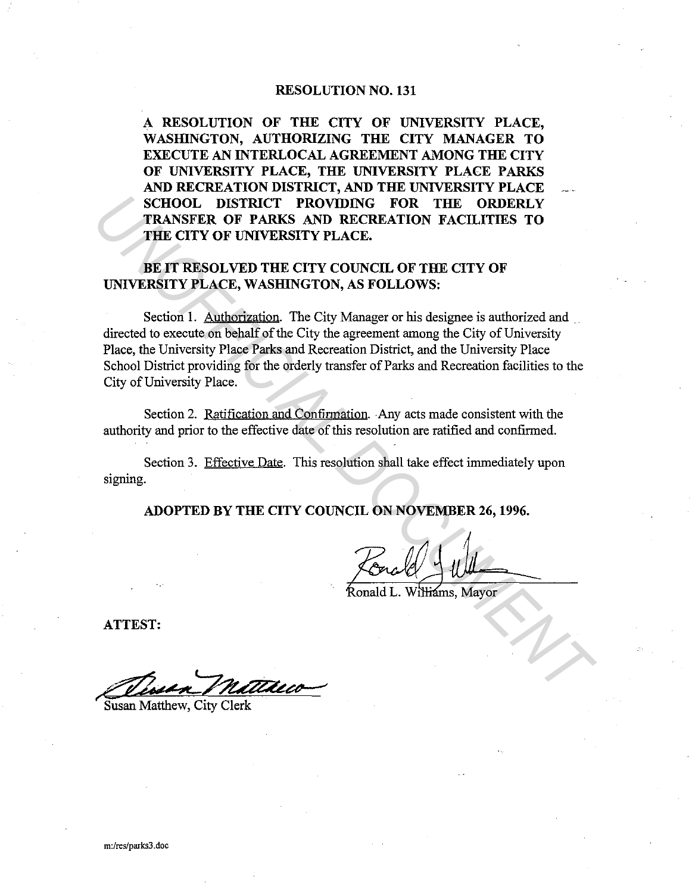# RESOLUTION NO. 131

**A RESOLUTION OF THE CITY OF UNIVERSITY PLACE, WASHINGTON, AUTHORIZING THE CITY MANAGER TO EXECUTE AN INTERLOCAL AGREEMENT AMONG THE CITY OF UNIVERSITY PLACE, THE UNIVERSITY PLACE PARKS AND RECREATION DISTRICT, AND THE UNIVERSITY PLACE SCHOOL DISTRICT PROVIDING FOR THE ORDERLY TRANSFER OF PARKS AND RECREATION FACILITIES TO THE CITY OF UNIVERSITY PLACE.**

**BE IT RESOLVED THE CITY COUNCIL OF THE CITY OF UNIVERSITY PLACE, WASHINGTON, AS FOLLOWS:**

Section 1. Authorization. The City Manager or his designee is authorized and directed to execute on behalf of the City the agreement among the City of University Place, the University Place Parks and Recreation District, and the University Place School District providing for the orderly transfer of Parks and Recreation facilities to the City of University Place.

Section 2. Ratification and Confirmation. Any acts made consistent with the authority and prior to the effective date of this resolution are ratified and confirmed.

Section 3. Effective Date. This resolution shall take effect immediately upon signing.

**ADOPTED BY THE CITY COUNCIL ON NOVEMBER 26, 1996.**

Ronald L. Williams, Mayor

**ATTEST:**

Susan Matthew, City Clerk

m:/res/parks3.doc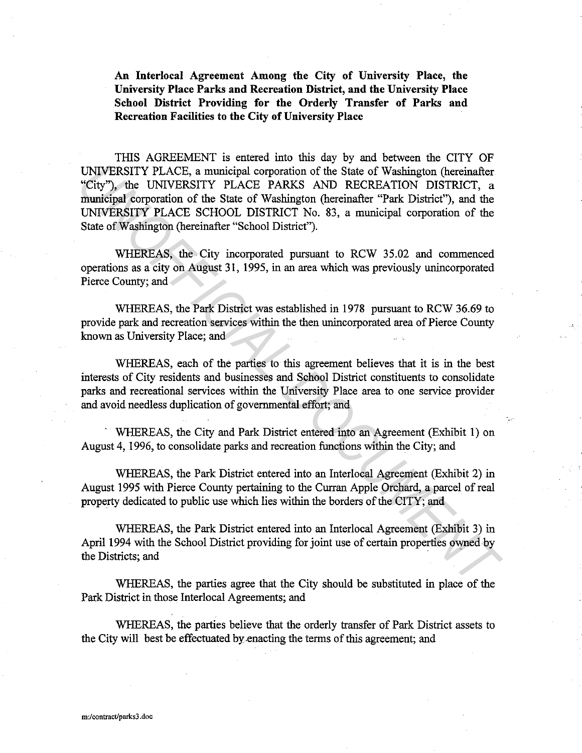**An Interlocal Agreement Among the City of University Place, the University Place Parks and Recreation District, and the University Place School District Providing for the Orderly Transfer of Parks and Recreation Facilities to the City of University Place**

THIS AGREEMENT is entered into this day by and between the CITY OF UNIVERSITY PLACE, a municipal corporation of the State of Washington (hereinafter "City"), the UNIVERSITY PLACE PARKS AND RECREATION DISTRICT, a municipal corporation of the State of Washington (hereinafter "Park District"), and the UNIVERSITY PLACE SCHOOL DISTRICT No. 83, a municipal corporation of the State of Washington (hereinafter "School District").

WHEREAS, the City incorporated pursuant to RCW 35.02 and commenced operations as a city on August 31, 1995, in an area which was previously unincorporated Pierce County; and

WHEREAS, the Park District was established in 1978 pursuant to RCW 36.69 to provide park and recreation services within the then unincorporated area of Pierce County known as University Place; and

WHEREAS, each of the parties to this agreement believes that it is in the best interests of City residents and businesses and School District constituents to consolidate parks and recreational services within the University Place area to one service provider and avoid needless duplication of governmental effort; and

WHEREAS, the City and Park District entered into an Agreement (Exhibit 1) on August 4, 1996, to consolidate parks and recreation functions within the City; and

WHEREAS, the Park District entered into an Interlocal Agreement (Exhibit 2) in August 1995 with Pierce County pertaining to the Curran Apple Orchard, a parcel of real property dedicated to public use which lies within the borders of the CITY; and

WHEREAS, the Park District entered into an Interlocal Agreement (Exhibit 3) in April 1994 with the School District providing for joint use of certain properties owned by the Districts; and

WHEREAS, the parties agree that the City should be substituted in place of the Park District in those Interlocal Agreements; and

WHEREAS, the parties believe that the orderly transfer of Park District assets to the City will best be effectuated by enacting the terms of this agreement; and

m:/contract/parks3.doc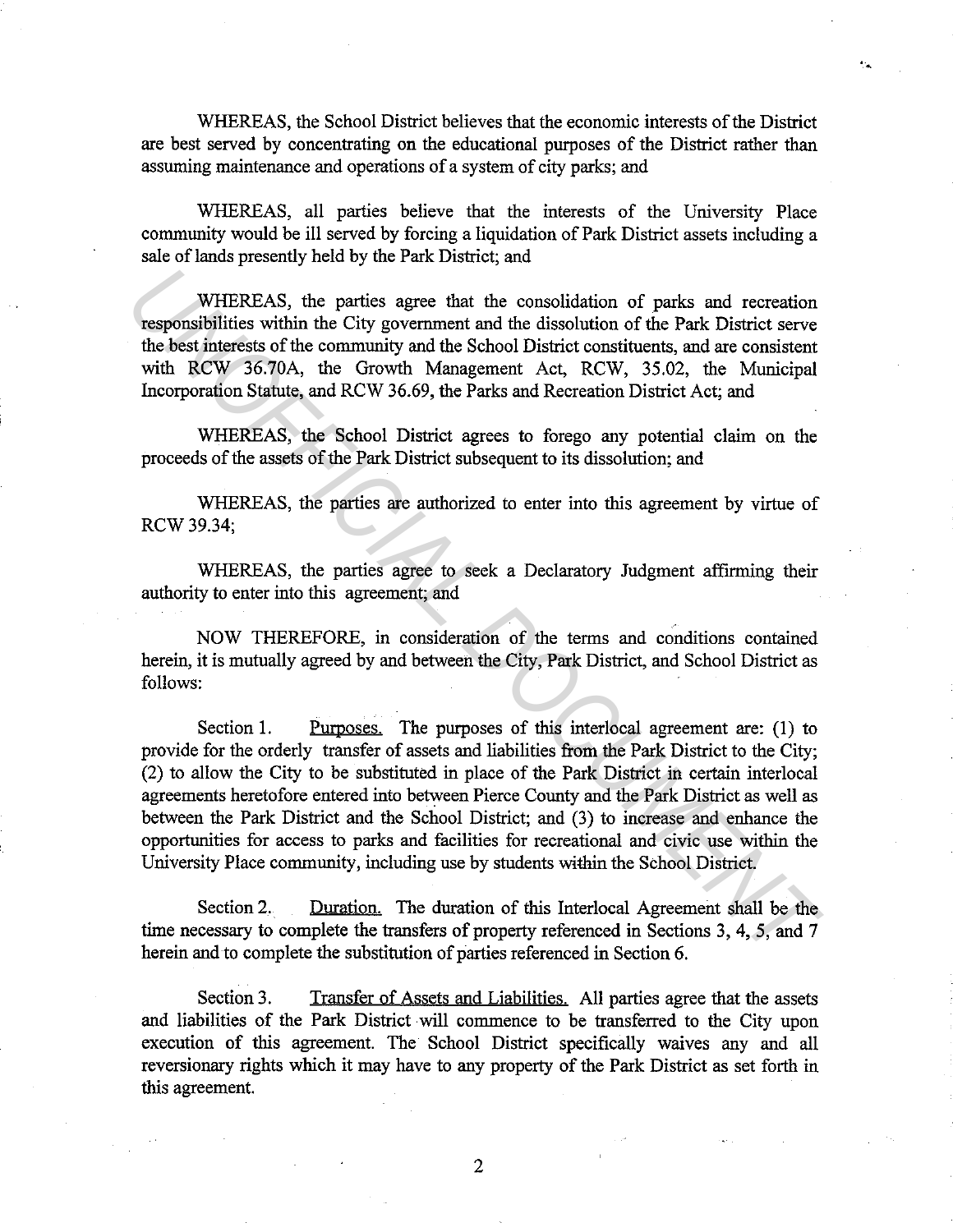WHEREAS, the School District believes that the economic interests of the District are best served by concentrating on the educational purposes of the District rather than assuming maintenance and operations of a system of city parks; and

WHEREAS, all parties believe that the interests of the University Place community would be ill served by forcing a liquidation of Park District assets including a sale of lands presently held by the Park District; and

WHEREAS, the parties agree that the consolidation of parks and recreation responsibilities within the City government and the dissolution of the Park District serve the best interests of the community and the School District constituents, and are consistent with RCW 36.70A, the Growth Management Act, RCW, 35.02, the Municipal Incorporation Statute, and RCW 36.69, the Parks and Recreation District Act; and

WHEREAS, the School District agrees to forego any potential claim on the proceeds of the assets of the Park District subsequent to its dissolution; and

WHEREAS, the parties are authorized to enter into this agreement by virtue of RCW 39.34;

WHEREAS, the parties agree to seek a Declaratory Judgment affirming their authority to enter into this agreement; and

NOW THEREFORE, in consideration of the terms and conditions contained herein, it is mutually agreed by and between the City, Park District, and School District as follows:

Section 1. Purposes. The purposes of this interlocal agreement are: (1) to provide for the orderly transfer of assets and liabilities from the Park District to the City; (2) to allow the City to be substituted in place of the Park District in certain interlocal agreements heretofore entered into between Pierce County and the Park District as well as between the Park District and the School District; and (3) to increase and enhance the opportunities for access to parks and facilities for recreational and civic use within the University Place community, including use by students within the School District.

Section 2. Duration. The duration of this Interlocal Agreement shall be the time necessary to complete the transfers of property referenced in Sections 3, 4, 5, and 7 herein and to complete the substitution of parties referenced in Section 6.

Section 3. Transfer of Assets and Liabilities. All parties agree that the assets and liabilities of the Park District will commence to be transferred to the City upon execution of this agreement. The School District specifically waives any and all reversionary rights which it may have to any property of the Park District as set forth in this agreement.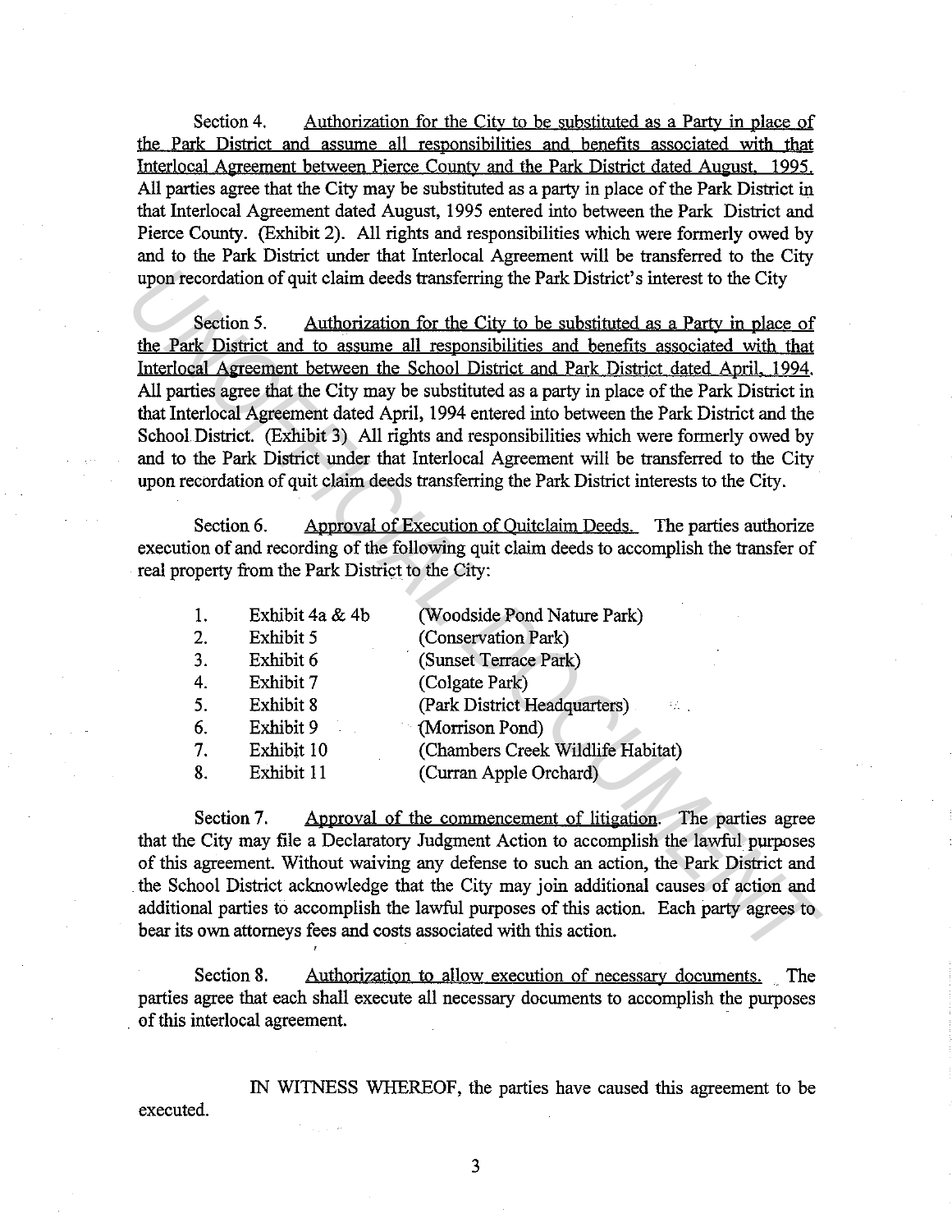Section 4. Authorization for the City to be substituted as a Party in place of the Park District and assume all responsibilities and benefits associated with that Interlocal Agreement between Pierce County and the Park District dated August, 1995. All parties agree that the City may be substituted as a party in place of the Park District in that Interlocal Agreement dated August, 1995 entered into between the Park District and Pierce County. (Exhibit 2). All rights and responsibilities which were formerly owed by and to the Park District under that Interlocal Agreement will be transferred to the City upon recordation of quit claim deeds transferring the Park District's interest to the City

Section 5. Authorization for the City to be substituted as a Party in place of the Park District and to assume all responsibilities and benefits associated with that Interlocal Agreement between the School District and Park District dated April, 1994. All parties agree that the City may be substituted as a party in place of the Park District in that Interlocal Agreement dated April, 1994 entered into between the Park District and the School District. (Exhibit 3) All rights and responsibilities which were formerly owed by and to the Park District under that Interlocal Agreement will be transferred to the City upon recordation of quit claim deeds transferring the Park District interests to the City.

Section 6. Approval of Execution of Quitclaim Deeds. The parties authorize execution of and recording of the following quit claim deeds to accomplish the transfer of real property from the Park District to the City:

1. Exhibit 4a & 4b (Woodside Pond Nature Park)
2. Exhibit 5 (Conservation Park)
3. Exhibit 6 (Sunset Terrace Park)
4. Exhibit 7 (Colgate Park)
5. Exhibit 8 (Park District Headquarters)
6. Exhibit 9 (Morrison Pond)
7. Exhibit 10 (Chambers Creek Wildlife Habitat)
8. Exhibit 11 (Curran Apple Orchard)

Section 7. Approval of the commencement of litigation. The parties agree that the City may file a Declaratory Judgment Action to accomplish the lawful purposes of this agreement. Without waiving any defense to such an action, the Park District and the School District acknowledge that the City may join additional causes of action and additional parties to accomplish the lawful purposes of this action. Each party agrees to bear its own attorneys fees and costs associated with this action.

Section 8. Authorization to allow execution of necessary documents. The parties agree that each shall execute all necessary documents to accomplish the purposes of this interlocal agreement.

IN WITNESS WHEREOF, the parties have caused this agreement to be executed.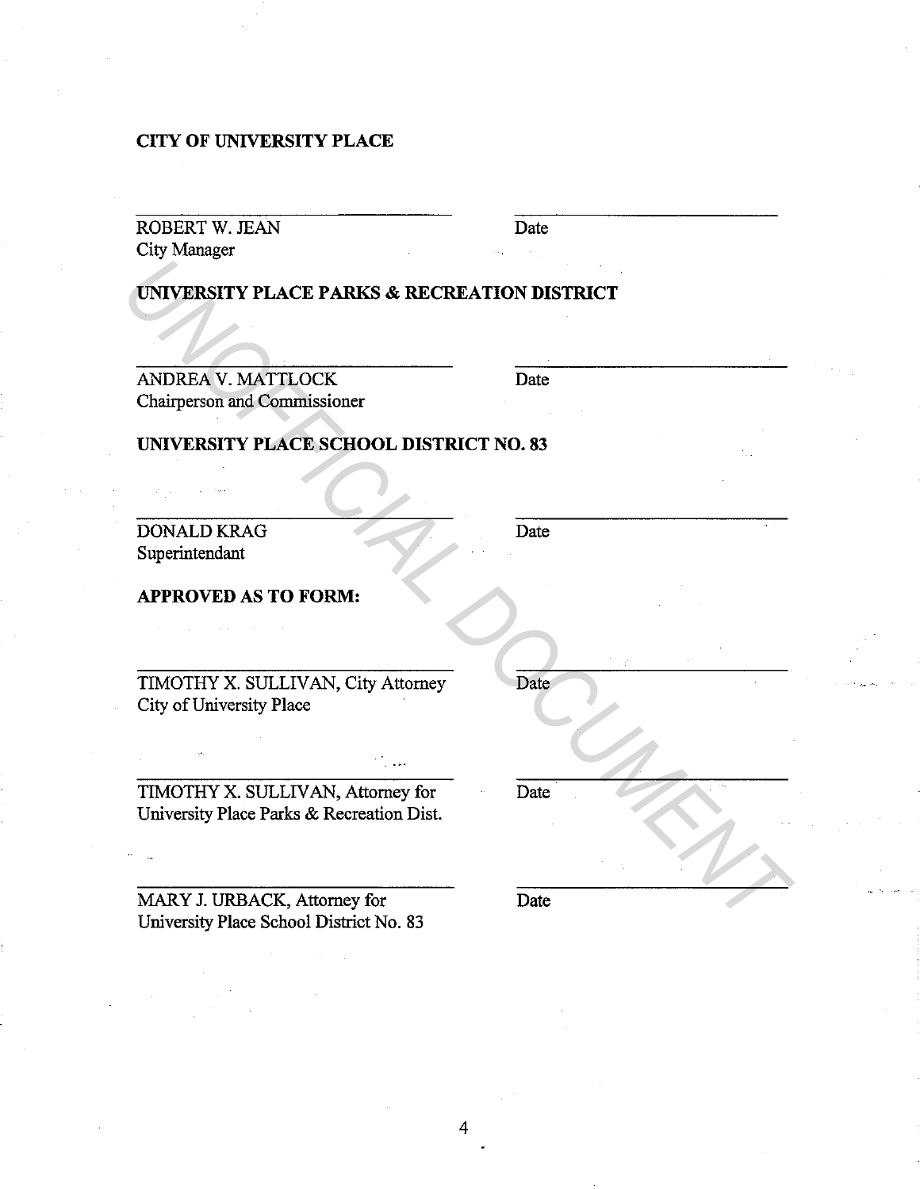**CITY OF UNIVERSITY PLACE**

ROBERT W. JEAN
City Manager

Date

**UNIVERSITY PLACE PARKS & RECREATION DISTRICT**

ANDREA V. MATTLOCK
Chairperson and Commissioner

Date

**UNIVERSITY PLACE SCHOOL DISTRICT NO. 83**

DONALD KRAG
Superintendant

Date

**APPROVED AS TO FORM:**

TIMOTHY X. SULLIVAN, City Attorney
City of University Place

Date

TIMOTHY X. SULLIVAN, Attorney for
University Place Parks & Recreation Dist.

Date

MARY J. URBACK, Attorney for
University Place School District No. 83

Date